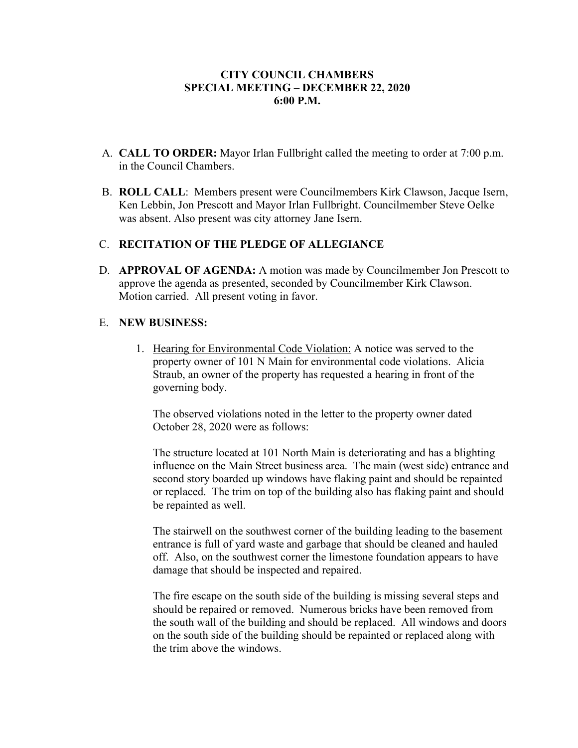# CITY COUNCIL CHAMBERS
## SPECIAL MEETING – DECEMBER 22, 2020
## 6:00 P.M.

A. **CALL TO ORDER:** Mayor Irlan Fullbright called the meeting to order at 7:00 p.m. in the Council Chambers.

B. **ROLL CALL**: Members present were Councilmembers Kirk Clawson, Jacque Isern, Ken Lebbin, Jon Prescott and Mayor Irlan Fullbright. Councilmember Steve Oelke was absent. Also present was city attorney Jane Isern.

C. **RECITATION OF THE PLEDGE OF ALLEGIANCE**

D. **APPROVAL OF AGENDA:** A motion was made by Councilmember Jon Prescott to approve the agenda as presented, seconded by Councilmember Kirk Clawson. Motion carried. All present voting in favor.

E. **NEW BUSINESS:**

1. Hearing for Environmental Code Violation: A notice was served to the property owner of 101 N Main for environmental code violations. Alicia Straub, an owner of the property has requested a hearing in front of the governing body.

   The observed violations noted in the letter to the property owner dated October 28, 2020 were as follows:

   The structure located at 101 North Main is deteriorating and has a blighting influence on the Main Street business area. The main (west side) entrance and second story boarded up windows have flaking paint and should be repainted or replaced. The trim on top of the building also has flaking paint and should be repainted as well.

   The stairwell on the southwest corner of the building leading to the basement entrance is full of yard waste and garbage that should be cleaned and hauled off. Also, on the southwest corner the limestone foundation appears to have damage that should be inspected and repaired.

   The fire escape on the south side of the building is missing several steps and should be repaired or removed. Numerous bricks have been removed from the south wall of the building and should be replaced. All windows and doors on the south side of the building should be repainted or replaced along with the trim above the windows.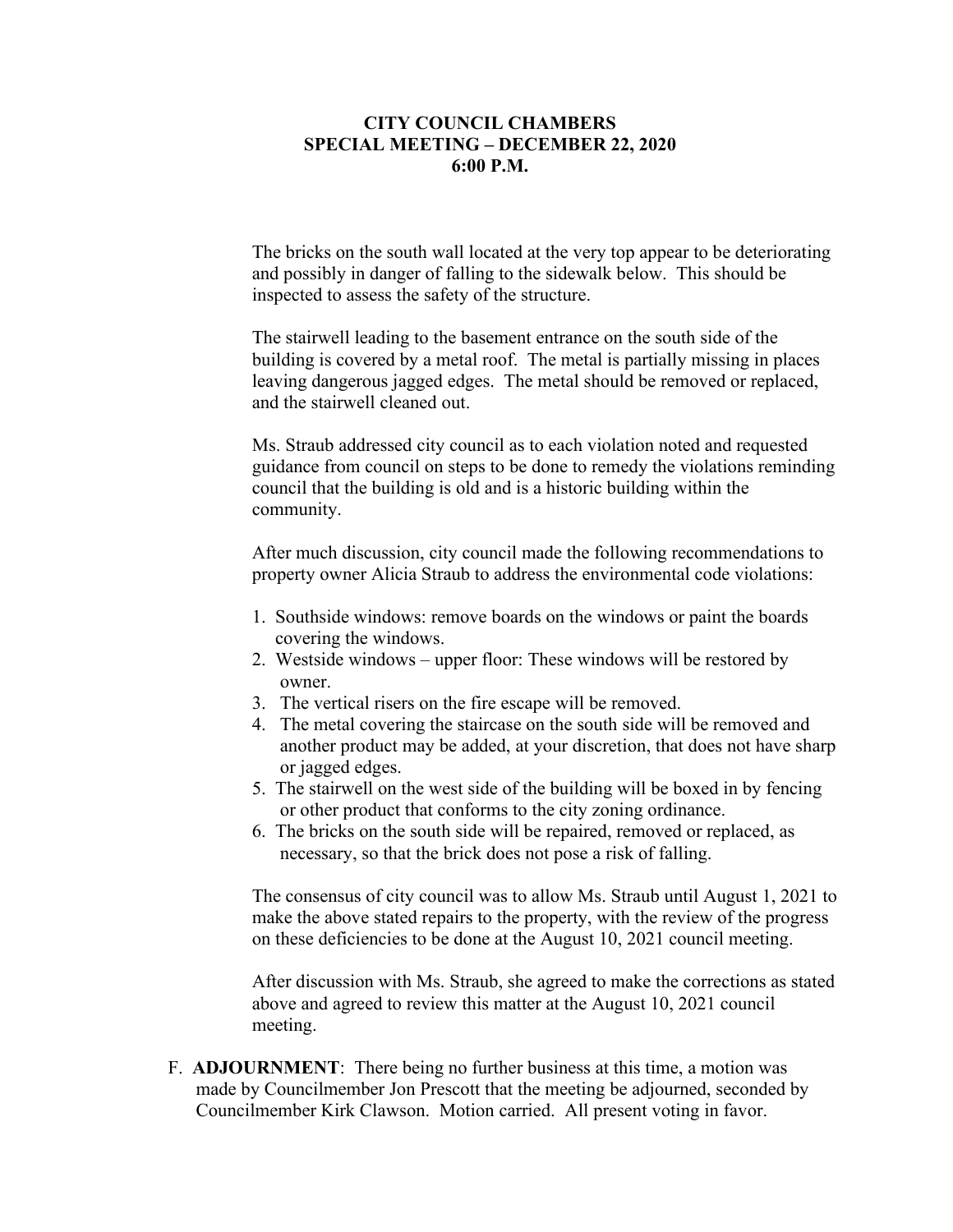**CITY COUNCIL CHAMBERS**
**SPECIAL MEETING – DECEMBER 22, 2020**
**6:00 P.M.**

The bricks on the south wall located at the very top appear to be deteriorating and possibly in danger of falling to the sidewalk below. This should be inspected to assess the safety of the structure.

The stairwell leading to the basement entrance on the south side of the building is covered by a metal roof. The metal is partially missing in places leaving dangerous jagged edges. The metal should be removed or replaced, and the stairwell cleaned out.

Ms. Straub addressed city council as to each violation noted and requested guidance from council on steps to be done to remedy the violations reminding council that the building is old and is a historic building within the community.

After much discussion, city council made the following recommendations to property owner Alicia Straub to address the environmental code violations:

1. Southside windows: remove boards on the windows or paint the boards covering the windows.
2. Westside windows – upper floor: These windows will be restored by owner.
3. The vertical risers on the fire escape will be removed.
4. The metal covering the staircase on the south side will be removed and another product may be added, at your discretion, that does not have sharp or jagged edges.
5. The stairwell on the west side of the building will be boxed in by fencing or other product that conforms to the city zoning ordinance.
6. The bricks on the south side will be repaired, removed or replaced, as necessary, so that the brick does not pose a risk of falling.

The consensus of city council was to allow Ms. Straub until August 1, 2021 to make the above stated repairs to the property, with the review of the progress on these deficiencies to be done at the August 10, 2021 council meeting.

After discussion with Ms. Straub, she agreed to make the corrections as stated above and agreed to review this matter at the August 10, 2021 council meeting.

F. **ADJOURNMENT**: There being no further business at this time, a motion was made by Councilmember Jon Prescott that the meeting be adjourned, seconded by Councilmember Kirk Clawson. Motion carried. All present voting in favor.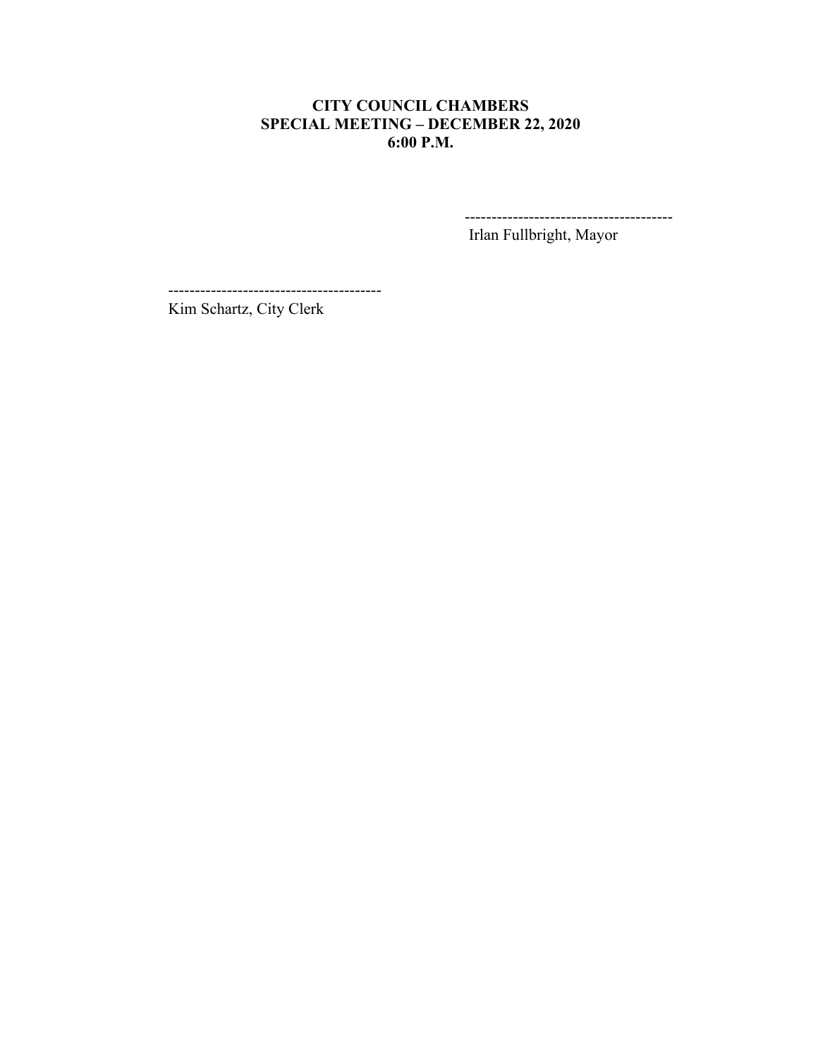**CITY COUNCIL CHAMBERS**
**SPECIAL MEETING – DECEMBER 22, 2020**
**6:00 P.M.**

---------------------------------------
Irlan Fullbright, Mayor

----------------------------------------
Kim Schartz, City Clerk